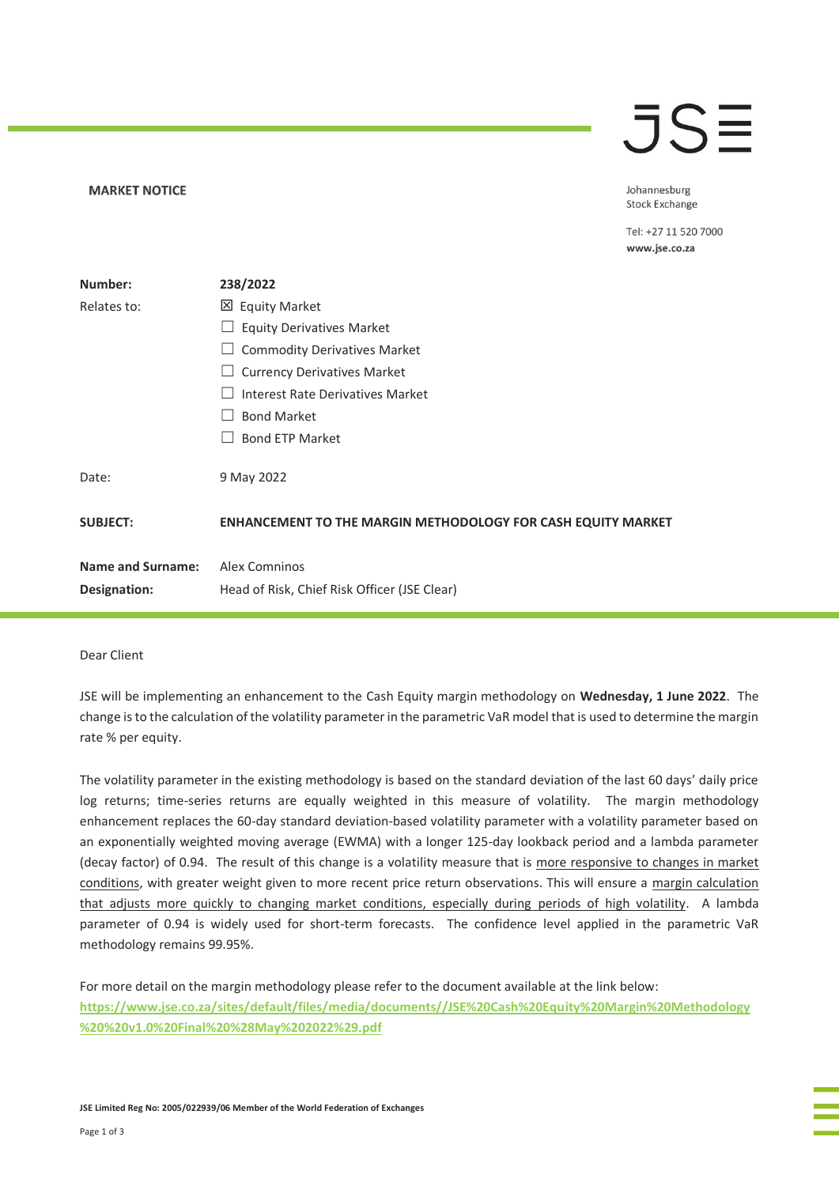# MARKET NOTICE

Johannesburg Stock Exchange

Tel: +27 11 520 7000
**www.jse.co.za**

| | |
|---|---|
| **Number:** | **238/2022** |
| Relates to: | ☒ Equity Market<br>☐ Equity Derivatives Market<br>☐ Commodity Derivatives Market<br>☐ Currency Derivatives Market<br>☐ Interest Rate Derivatives Market<br>☐ Bond Market<br>☐ Bond ETP Market |
| Date: | 9 May 2022 |
| **SUBJECT:** | **ENHANCEMENT TO THE MARGIN METHODOLOGY FOR CASH EQUITY MARKET** |
| **Name and Surname:** | Alex Comninos |
| **Designation:** | Head of Risk, Chief Risk Officer (JSE Clear) |

Dear Client

JSE will be implementing an enhancement to the Cash Equity margin methodology on **Wednesday, 1 June 2022**. The change is to the calculation of the volatility parameter in the parametric VaR model that is used to determine the margin rate % per equity.

The volatility parameter in the existing methodology is based on the standard deviation of the last 60 days' daily price log returns; time-series returns are equally weighted in this measure of volatility. The margin methodology enhancement replaces the 60-day standard deviation-based volatility parameter with a volatility parameter based on an exponentially weighted moving average (EWMA) with a longer 125-day lookback period and a lambda parameter (decay factor) of 0.94. The result of this change is a volatility measure that is more responsive to changes in market conditions, with greater weight given to more recent price return observations. This will ensure a margin calculation that adjusts more quickly to changing market conditions, especially during periods of high volatility. A lambda parameter of 0.94 is widely used for short-term forecasts. The confidence level applied in the parametric VaR methodology remains 99.95%.

For more detail on the margin methodology please refer to the document available at the link below:
**https://www.jse.co.za/sites/default/files/media/documents//JSE%20Cash%20Equity%20Margin%20Methodology%20%20v1.0%20Final%20%28May%202022%29.pdf**

**JSE Limited Reg No: 2005/022939/06 Member of the World Federation of Exchanges**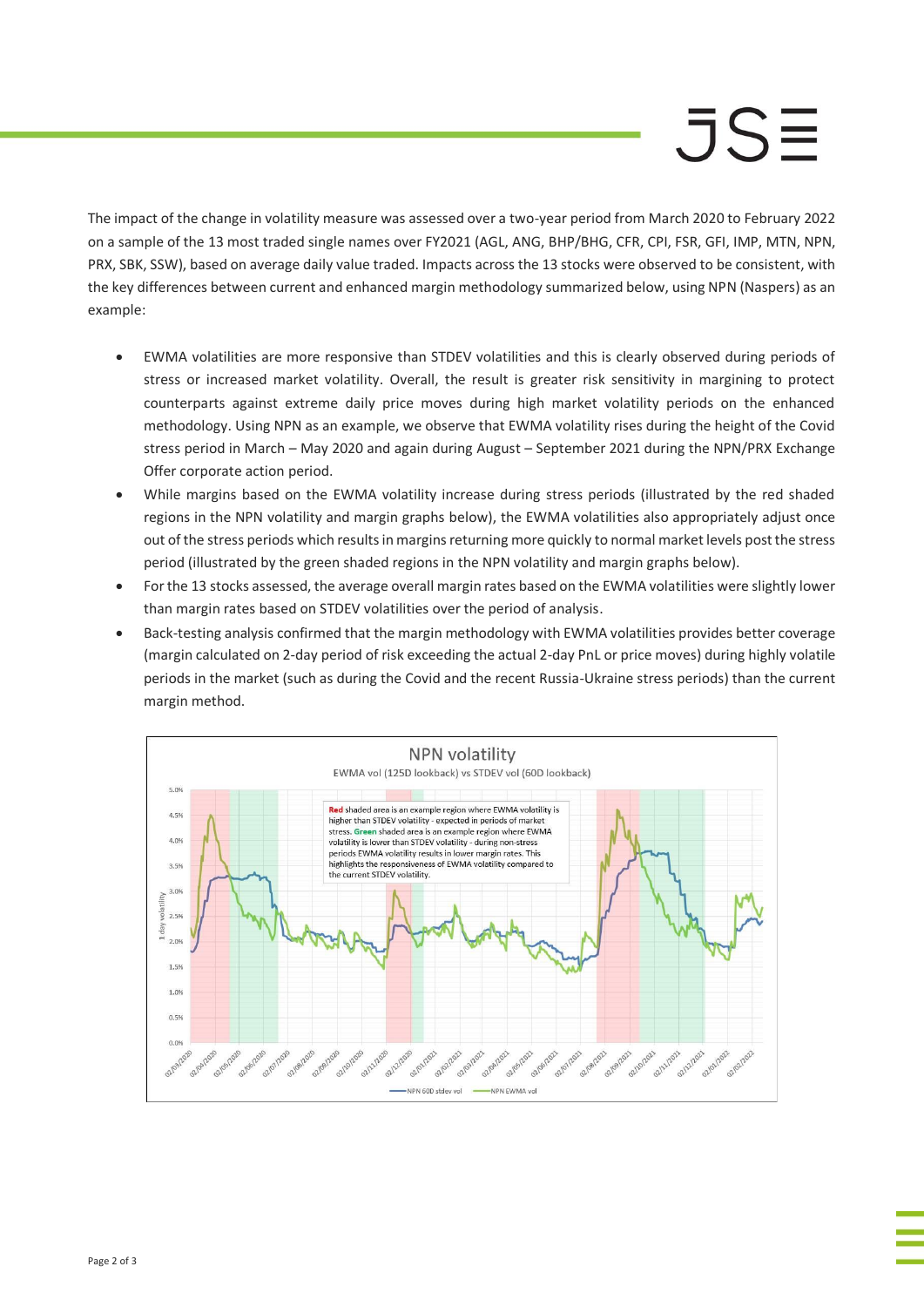The impact of the change in volatility measure was assessed over a two-year period from March 2020 to February 2022 on a sample of the 13 most traded single names over FY2021 (AGL, ANG, BHP/BHG, CFR, CPI, FSR, GFI, IMP, MTN, NPN, PRX, SBK, SSW), based on average daily value traded. Impacts across the 13 stocks were observed to be consistent, with the key differences between current and enhanced margin methodology summarized below, using NPN (Naspers) as an example:

- EWMA volatilities are more responsive than STDEV volatilities and this is clearly observed during periods of stress or increased market volatility. Overall, the result is greater risk sensitivity in margining to protect counterparts against extreme daily price moves during high market volatility periods on the enhanced methodology. Using NPN as an example, we observe that EWMA volatility rises during the height of the Covid stress period in March – May 2020 and again during August – September 2021 during the NPN/PRX Exchange Offer corporate action period.
- While margins based on the EWMA volatility increase during stress periods (illustrated by the red shaded regions in the NPN volatility and margin graphs below), the EWMA volatilities also appropriately adjust once out of the stress periods which results in margins returning more quickly to normal market levels post the stress period (illustrated by the green shaded regions in the NPN volatility and margin graphs below).
- For the 13 stocks assessed, the average overall margin rates based on the EWMA volatilities were slightly lower than margin rates based on STDEV volatilities over the period of analysis.
- Back-testing analysis confirmed that the margin methodology with EWMA volatilities provides better coverage (margin calculated on 2-day period of risk exceeding the actual 2-day PnL or price moves) during highly volatile periods in the market (such as during the Covid and the recent Russia-Ukraine stress periods) than the current margin method.

**NPN volatility**

EWMA vol (125D lookback) vs STDEV vol (60D lookback)

**Red** shaded area is an example region where EWMA volatility is higher than STDEV volatility - expected in periods of market stress. **Green** shaded area is an example region where EWMA volatility is lower than STDEV volatility - during non-stress periods EWMA volatility results in lower margin rates. This highlights the responsiveness of EWMA volatility compared to the current STDEV volatility.

— NPN 60D stdev vol — NPN EWMA vol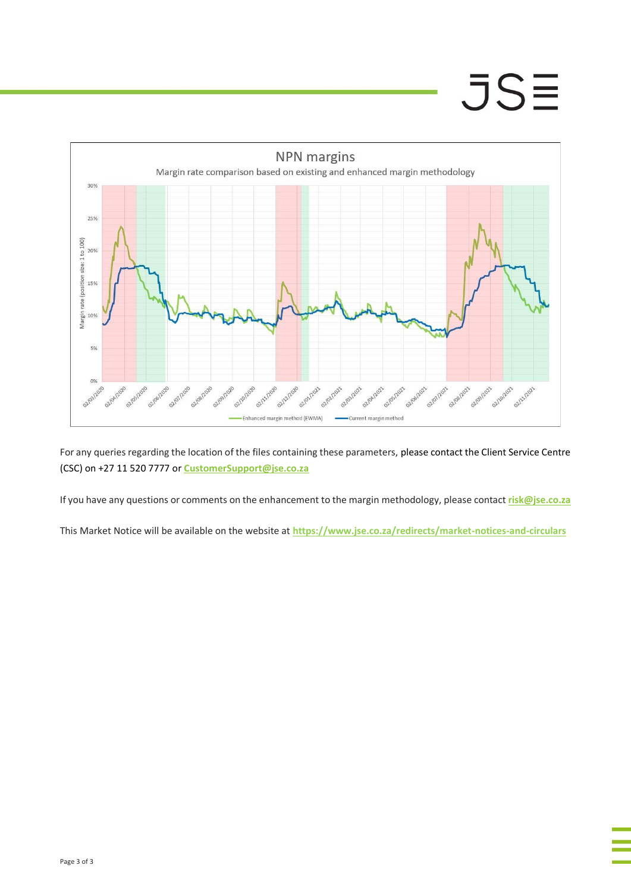NPN margins

Margin rate comparison based on existing and enhanced margin methodology

Margin rate (position size: 1 to 100)

30%
25%
20%
15%
10%
5%
0%

02/03/2020
02/04/2020
02/05/2020
02/06/2020
02/07/2020
02/08/2020
02/09/2020
02/10/2020
02/11/2020
02/12/2020
02/01/2021
02/02/2021
02/03/2021
02/04/2021
02/05/2021
02/06/2021
02/07/2021
02/08/2021
02/09/2021
02/10/2021
02/11/2021

Enhanced margin method (EWMA)
Current margin method

For any queries regarding the location of the files containing these parameters, please contact the Client Service Centre (CSC) on +27 11 520 7777 or CustomerSupport@jse.co.za

If you have any questions or comments on the enhancement to the margin methodology, please contact risk@jse.co.za

This Market Notice will be available on the website at https://www.jse.co.za/redirects/market-notices-and-circulars